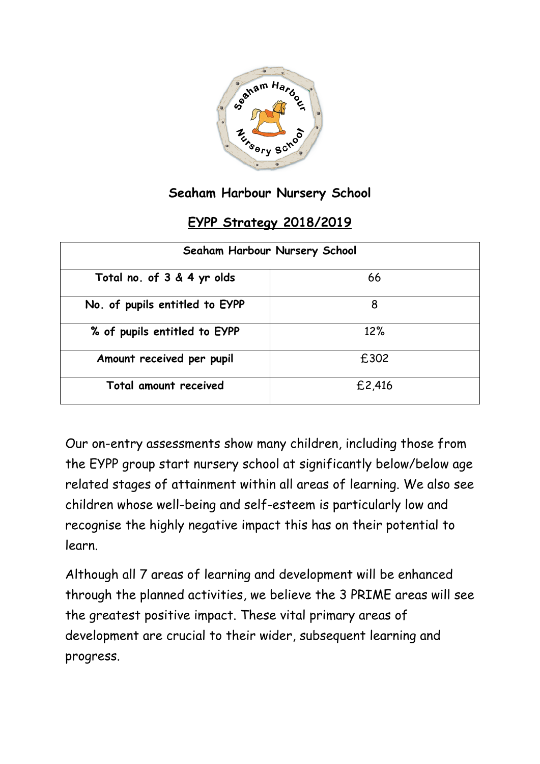# Seaham Harbour Nursery School

## EYPP Strategy 2018/2019

| Seaham Harbour Nursery School | |
|---|---|
| Total no. of 3 & 4 yr olds | 66 |
| No. of pupils entitled to EYPP | 8 |
| % of pupils entitled to EYPP | 12% |
| Amount received per pupil | £302 |
| Total amount received | £2,416 |

Our on-entry assessments show many children, including those from the EYPP group start nursery school at significantly below/below age related stages of attainment within all areas of learning. We also see children whose well-being and self-esteem is particularly low and recognise the highly negative impact this has on their potential to learn.

Although all 7 areas of learning and development will be enhanced through the planned activities, we believe the 3 PRIME areas will see the greatest positive impact. These vital primary areas of development are crucial to their wider, subsequent learning and progress.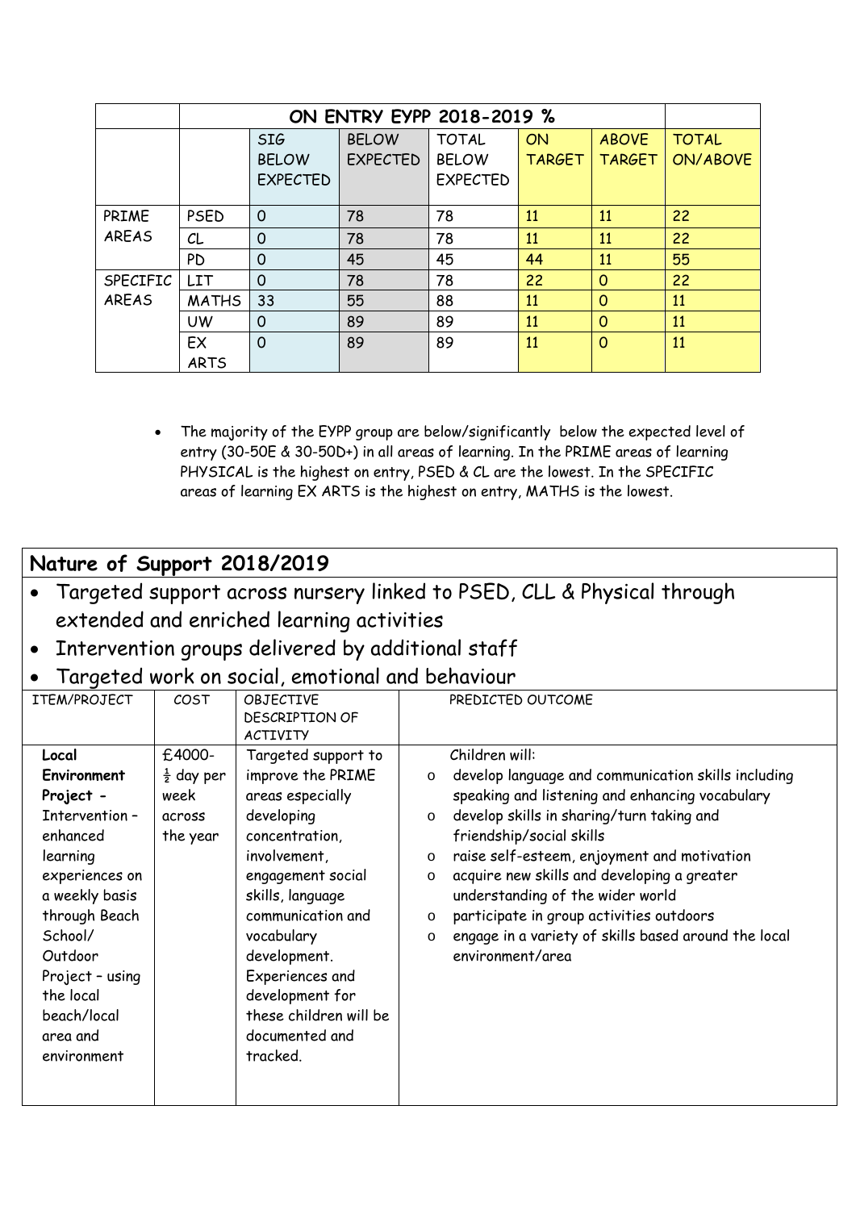| | | ON ENTRY EYPP 2018-2019 % | | | | | |
|---|---|---|---|---|---|---|---|
| | | SIG BELOW EXPECTED | BELOW EXPECTED | TOTAL BELOW EXPECTED | ON TARGET | ABOVE TARGET | TOTAL ON/ABOVE |
| PRIME AREAS | PSED | 0 | 78 | 78 | 11 | 11 | 22 |
| | CL | 0 | 78 | 78 | 11 | 11 | 22 |
| | PD | 0 | 45 | 45 | 44 | 11 | 55 |
| SPECIFIC AREAS | LIT | 0 | 78 | 78 | 22 | 0 | 22 |
| | MATHS | 33 | 55 | 88 | 11 | 0 | 11 |
| | UW | 0 | 89 | 89 | 11 | 0 | 11 |
| | EX ARTS | 0 | 89 | 89 | 11 | 0 | 11 |

- The majority of the EYPP group are below/significantly below the expected level of entry (30-50E & 30-50D+) in all areas of learning. In the PRIME areas of learning PHYSICAL is the highest on entry, PSED & CL are the lowest. In the SPECIFIC areas of learning EX ARTS is the highest on entry, MATHS is the lowest.

## Nature of Support 2018/2019

- Targeted support across nursery linked to PSED, CLL & Physical through extended and enriched learning activities
- Intervention groups delivered by additional staff
- Targeted work on social, emotional and behaviour

| ITEM/PROJECT | COST | OBJECTIVE DESCRIPTION OF ACTIVITY | PREDICTED OUTCOME |
|---|---|---|---|
| **Local Environment Project -** Intervention – enhanced learning experiences on a weekly basis through Beach School/ Outdoor Project – using the local beach/local area and environment | £4000- ½ day per week across the year | Targeted support to improve the PRIME areas especially developing concentration, involvement, engagement social skills, language communication and vocabulary development. Experiences and development for these children will be documented and tracked. | Children will:<br>o develop language and communication skills including speaking and listening and enhancing vocabulary<br>o develop skills in sharing/turn taking and friendship/social skills<br>o raise self-esteem, enjoyment and motivation<br>o acquire new skills and developing a greater understanding of the wider world<br>o participate in group activities outdoors<br>o engage in a variety of skills based around the local environment/area |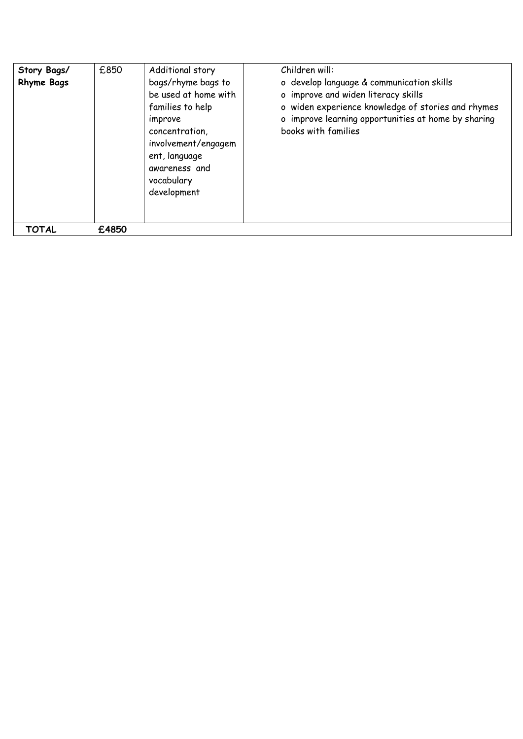| | | | |
|---|---|---|---|
| **Story Bags/ Rhyme Bags** | £850 | Additional story bags/rhyme bags to be used at home with families to help improve concentration, involvement/engagement, language awareness and vocabulary development | Children will:<br>o develop language & communication skills<br>o improve and widen literacy skills<br>o widen experience knowledge of stories and rhymes<br>o improve learning opportunities at home by sharing books with families |
| **TOTAL** | **£4850** | | |